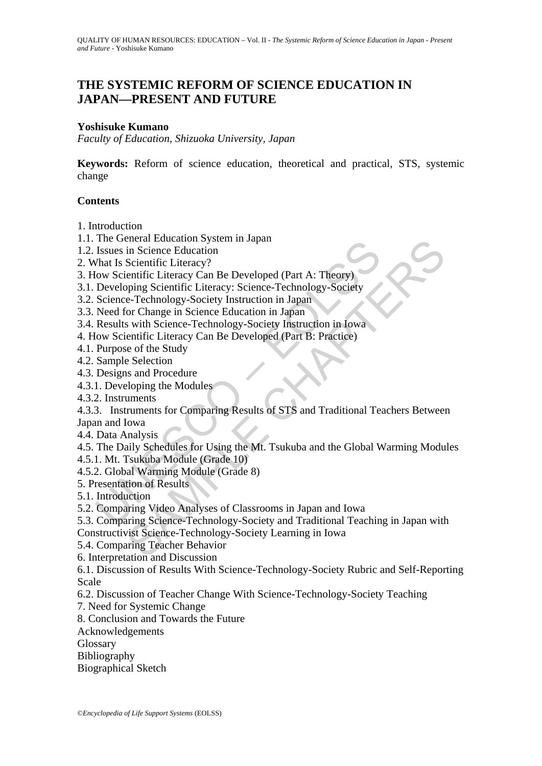# THE SYSTEMIC REFORM OF SCIENCE EDUCATION IN JAPAN—PRESENT AND FUTURE

**Yoshisuke Kumano**

*Faculty of Education, Shizuoka University, Japan*

**Keywords:** Reform of science education, theoretical and practical, STS, systemic change

## Contents

1. Introduction
1.1. The General Education System in Japan
1.2. Issues in Science Education
2. What Is Scientific Literacy?
3. How Scientific Literacy Can Be Developed (Part A: Theory)
3.1. Developing Scientific Literacy: Science-Technology-Society
3.2. Science-Technology-Society Instruction in Japan
3.3. Need for Change in Science Education in Japan
3.4. Results with Science-Technology-Society Instruction in Iowa
4. How Scientific Literacy Can Be Developed (Part B: Practice)
4.1. Purpose of the Study
4.2. Sample Selection
4.3. Designs and Procedure
4.3.1. Developing the Modules
4.3.2. Instruments
4.3.3. Instruments for Comparing Results of STS and Traditional Teachers Between Japan and Iowa
4.4. Data Analysis
4.5. The Daily Schedules for Using the Mt. Tsukuba and the Global Warming Modules
4.5.1. Mt. Tsukuba Module (Grade 10)
4.5.2. Global Warming Module (Grade 8)
5. Presentation of Results
5.1. Introduction
5.2. Comparing Video Analyses of Classrooms in Japan and Iowa
5.3. Comparing Science-Technology-Society and Traditional Teaching in Japan with Constructivist Science-Technology-Society Learning in Iowa
5.4. Comparing Teacher Behavior
6. Interpretation and Discussion
6.1. Discussion of Results With Science-Technology-Society Rubric and Self-Reporting Scale
6.2. Discussion of Teacher Change With Science-Technology-Society Teaching
7. Need for Systemic Change
8. Conclusion and Towards the Future
Acknowledgements
Glossary
Bibliography
Biographical Sketch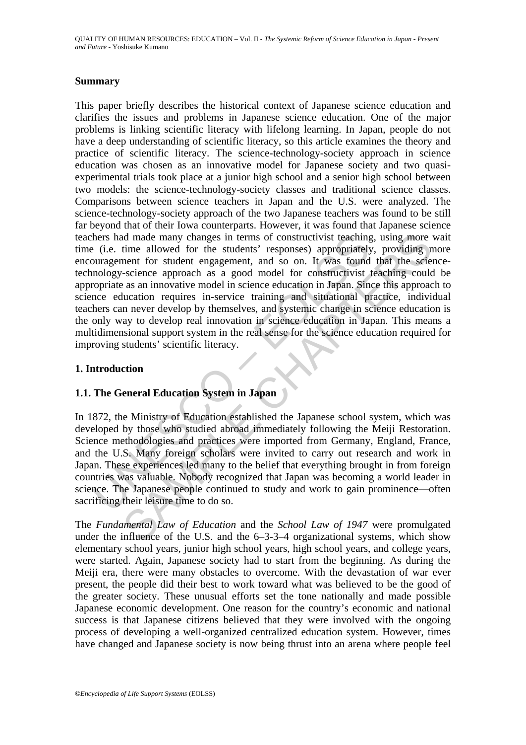## Summary

This paper briefly describes the historical context of Japanese science education and clarifies the issues and problems in Japanese science education. One of the major problems is linking scientific literacy with lifelong learning. In Japan, people do not have a deep understanding of scientific literacy, so this article examines the theory and practice of scientific literacy. The science-technology-society approach in science education was chosen as an innovative model for Japanese society and two quasi-experimental trials took place at a junior high school and a senior high school between two models: the science-technology-society classes and traditional science classes. Comparisons between science teachers in Japan and the U.S. were analyzed. The science-technology-society approach of the two Japanese teachers was found to be still far beyond that of their Iowa counterparts. However, it was found that Japanese science teachers had made many changes in terms of constructivist teaching, using more wait time (i.e. time allowed for the students' responses) appropriately, providing more encouragement for student engagement, and so on. It was found that the science-technology-science approach as a good model for constructivist teaching could be appropriate as an innovative model in science education in Japan. Since this approach to science education requires in-service training and situational practice, individual teachers can never develop by themselves, and systemic change in science education is the only way to develop real innovation in science education in Japan. This means a multidimensional support system in the real sense for the science education required for improving students' scientific literacy.

## 1. Introduction

### 1.1. The General Education System in Japan

In 1872, the Ministry of Education established the Japanese school system, which was developed by those who studied abroad immediately following the Meiji Restoration. Science methodologies and practices were imported from Germany, England, France, and the U.S. Many foreign scholars were invited to carry out research and work in Japan. These experiences led many to the belief that everything brought in from foreign countries was valuable. Nobody recognized that Japan was becoming a world leader in science. The Japanese people continued to study and work to gain prominence—often sacrificing their leisure time to do so.

The *Fundamental Law of Education* and the *School Law of 1947* were promulgated under the influence of the U.S. and the 6–3-3–4 organizational systems, which show elementary school years, junior high school years, high school years, and college years, were started. Again, Japanese society had to start from the beginning. As during the Meiji era, there were many obstacles to overcome. With the devastation of war ever present, the people did their best to work toward what was believed to be the good of the greater society. These unusual efforts set the tone nationally and made possible Japanese economic development. One reason for the country's economic and national success is that Japanese citizens believed that they were involved with the ongoing process of developing a well-organized centralized education system. However, times have changed and Japanese society is now being thrust into an arena where people feel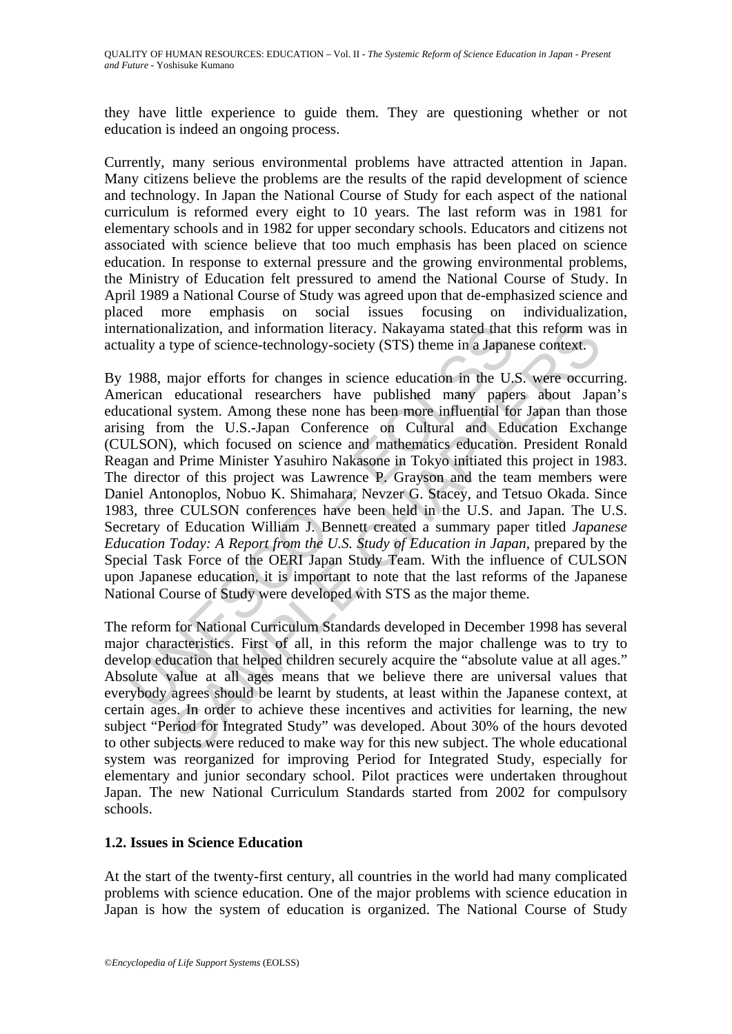they have little experience to guide them. They are questioning whether or not education is indeed an ongoing process.

Currently, many serious environmental problems have attracted attention in Japan. Many citizens believe the problems are the results of the rapid development of science and technology. In Japan the National Course of Study for each aspect of the national curriculum is reformed every eight to 10 years. The last reform was in 1981 for elementary schools and in 1982 for upper secondary schools. Educators and citizens not associated with science believe that too much emphasis has been placed on science education. In response to external pressure and the growing environmental problems, the Ministry of Education felt pressured to amend the National Course of Study. In April 1989 a National Course of Study was agreed upon that de-emphasized science and placed more emphasis on social issues focusing on individualization, internationalization, and information literacy. Nakayama stated that this reform was in actuality a type of science-technology-society (STS) theme in a Japanese context.

By 1988, major efforts for changes in science education in the U.S. were occurring. American educational researchers have published many papers about Japan's educational system. Among these none has been more influential for Japan than those arising from the U.S.-Japan Conference on Cultural and Education Exchange (CULSON), which focused on science and mathematics education. President Ronald Reagan and Prime Minister Yasuhiro Nakasone in Tokyo initiated this project in 1983. The director of this project was Lawrence P. Grayson and the team members were Daniel Antonoplos, Nobuo K. Shimahara, Nevzer G. Stacey, and Tetsuo Okada. Since 1983, three CULSON conferences have been held in the U.S. and Japan. The U.S. Secretary of Education William J. Bennett created a summary paper titled *Japanese Education Today: A Report from the U.S. Study of Education in Japan*, prepared by the Special Task Force of the OERI Japan Study Team. With the influence of CULSON upon Japanese education, it is important to note that the last reforms of the Japanese National Course of Study were developed with STS as the major theme.

The reform for National Curriculum Standards developed in December 1998 has several major characteristics. First of all, in this reform the major challenge was to try to develop education that helped children securely acquire the "absolute value at all ages." Absolute value at all ages means that we believe there are universal values that everybody agrees should be learnt by students, at least within the Japanese context, at certain ages. In order to achieve these incentives and activities for learning, the new subject "Period for Integrated Study" was developed. About 30% of the hours devoted to other subjects were reduced to make way for this new subject. The whole educational system was reorganized for improving Period for Integrated Study, especially for elementary and junior secondary school. Pilot practices were undertaken throughout Japan. The new National Curriculum Standards started from 2002 for compulsory schools.

### 1.2. Issues in Science Education

At the start of the twenty-first century, all countries in the world had many complicated problems with science education. One of the major problems with science education in Japan is how the system of education is organized. The National Course of Study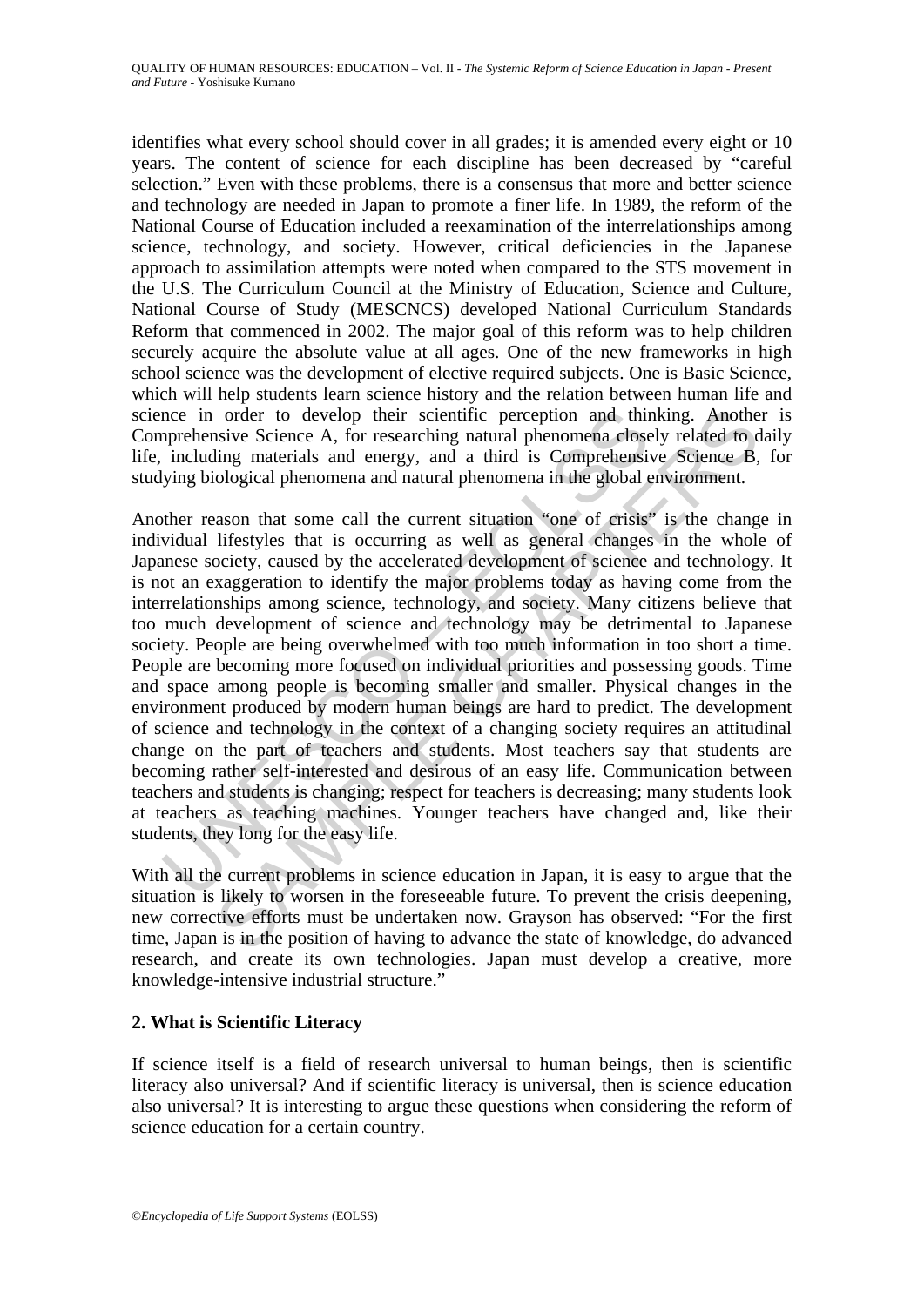identifies what every school should cover in all grades; it is amended every eight or 10 years. The content of science for each discipline has been decreased by "careful selection." Even with these problems, there is a consensus that more and better science and technology are needed in Japan to promote a finer life. In 1989, the reform of the National Course of Education included a reexamination of the interrelationships among science, technology, and society. However, critical deficiencies in the Japanese approach to assimilation attempts were noted when compared to the STS movement in the U.S. The Curriculum Council at the Ministry of Education, Science and Culture, National Course of Study (MESCNCS) developed National Curriculum Standards Reform that commenced in 2002. The major goal of this reform was to help children securely acquire the absolute value at all ages. One of the new frameworks in high school science was the development of elective required subjects. One is Basic Science, which will help students learn science history and the relation between human life and science in order to develop their scientific perception and thinking. Another is Comprehensive Science A, for researching natural phenomena closely related to daily life, including materials and energy, and a third is Comprehensive Science B, for studying biological phenomena and natural phenomena in the global environment.

Another reason that some call the current situation "one of crisis" is the change in individual lifestyles that is occurring as well as general changes in the whole of Japanese society, caused by the accelerated development of science and technology. It is not an exaggeration to identify the major problems today as having come from the interrelationships among science, technology, and society. Many citizens believe that too much development of science and technology may be detrimental to Japanese society. People are being overwhelmed with too much information in too short a time. People are becoming more focused on individual priorities and possessing goods. Time and space among people is becoming smaller and smaller. Physical changes in the environment produced by modern human beings are hard to predict. The development of science and technology in the context of a changing society requires an attitudinal change on the part of teachers and students. Most teachers say that students are becoming rather self-interested and desirous of an easy life. Communication between teachers and students is changing; respect for teachers is decreasing; many students look at teachers as teaching machines. Younger teachers have changed and, like their students, they long for the easy life.

With all the current problems in science education in Japan, it is easy to argue that the situation is likely to worsen in the foreseeable future. To prevent the crisis deepening, new corrective efforts must be undertaken now. Grayson has observed: "For the first time, Japan is in the position of having to advance the state of knowledge, do advanced research, and create its own technologies. Japan must develop a creative, more knowledge-intensive industrial structure."

## 2. What is Scientific Literacy

If science itself is a field of research universal to human beings, then is scientific literacy also universal? And if scientific literacy is universal, then is science education also universal? It is interesting to argue these questions when considering the reform of science education for a certain country.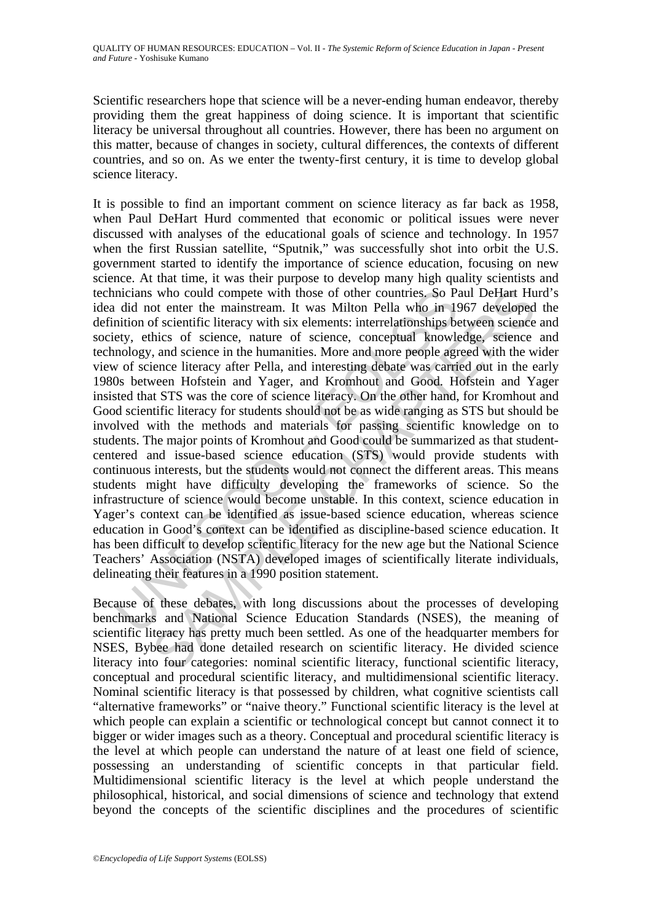Scientific researchers hope that science will be a never-ending human endeavor, thereby providing them the great happiness of doing science. It is important that scientific literacy be universal throughout all countries. However, there has been no argument on this matter, because of changes in society, cultural differences, the contexts of different countries, and so on. As we enter the twenty-first century, it is time to develop global science literacy.

It is possible to find an important comment on science literacy as far back as 1958, when Paul DeHart Hurd commented that economic or political issues were never discussed with analyses of the educational goals of science and technology. In 1957 when the first Russian satellite, "Sputnik," was successfully shot into orbit the U.S. government started to identify the importance of science education, focusing on new science. At that time, it was their purpose to develop many high quality scientists and technicians who could compete with those of other countries. So Paul DeHart Hurd's idea did not enter the mainstream. It was Milton Pella who in 1967 developed the definition of scientific literacy with six elements: interrelationships between science and society, ethics of science, nature of science, conceptual knowledge, science and technology, and science in the humanities. More and more people agreed with the wider view of science literacy after Pella, and interesting debate was carried out in the early 1980s between Hofstein and Yager, and Kromhout and Good. Hofstein and Yager insisted that STS was the core of science literacy. On the other hand, for Kromhout and Good scientific literacy for students should not be as wide ranging as STS but should be involved with the methods and materials for passing scientific knowledge on to students. The major points of Kromhout and Good could be summarized as that student-centered and issue-based science education (STS) would provide students with continuous interests, but the students would not connect the different areas. This means students might have difficulty developing the frameworks of science. So the infrastructure of science would become unstable. In this context, science education in Yager's context can be identified as issue-based science education, whereas science education in Good's context can be identified as discipline-based science education. It has been difficult to develop scientific literacy for the new age but the National Science Teachers' Association (NSTA) developed images of scientifically literate individuals, delineating their features in a 1990 position statement.

Because of these debates, with long discussions about the processes of developing benchmarks and National Science Education Standards (NSES), the meaning of scientific literacy has pretty much been settled. As one of the headquarter members for NSES, Bybee had done detailed research on scientific literacy. He divided science literacy into four categories: nominal scientific literacy, functional scientific literacy, conceptual and procedural scientific literacy, and multidimensional scientific literacy. Nominal scientific literacy is that possessed by children, what cognitive scientists call "alternative frameworks" or "naive theory." Functional scientific literacy is the level at which people can explain a scientific or technological concept but cannot connect it to bigger or wider images such as a theory. Conceptual and procedural scientific literacy is the level at which people can understand the nature of at least one field of science, possessing an understanding of scientific concepts in that particular field. Multidimensional scientific literacy is the level at which people understand the philosophical, historical, and social dimensions of science and technology that extend beyond the concepts of the scientific disciplines and the procedures of scientific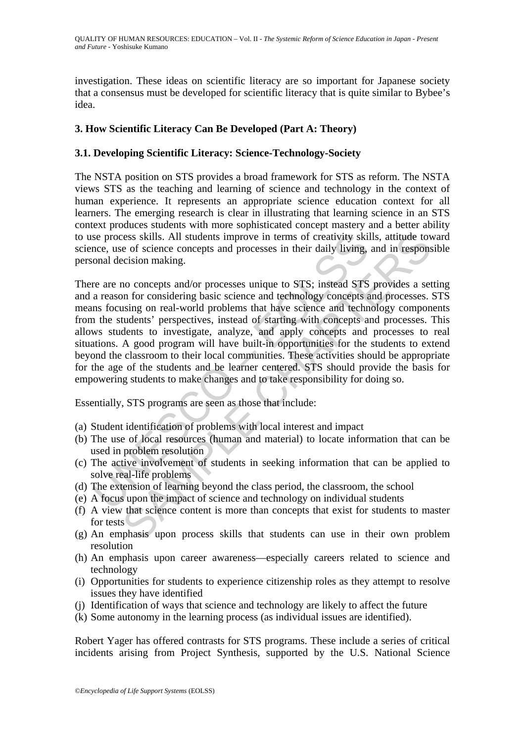investigation. These ideas on scientific literacy are so important for Japanese society that a consensus must be developed for scientific literacy that is quite similar to Bybee's idea.

## 3. How Scientific Literacy Can Be Developed (Part A: Theory)

### 3.1. Developing Scientific Literacy: Science-Technology-Society

The NSTA position on STS provides a broad framework for STS as reform. The NSTA views STS as the teaching and learning of science and technology in the context of human experience. It represents an appropriate science education context for all learners. The emerging research is clear in illustrating that learning science in an STS context produces students with more sophisticated concept mastery and a better ability to use process skills. All students improve in terms of creativity skills, attitude toward science, use of science concepts and processes in their daily living, and in responsible personal decision making.

There are no concepts and/or processes unique to STS; instead STS provides a setting and a reason for considering basic science and technology concepts and processes. STS means focusing on real-world problems that have science and technology components from the students' perspectives, instead of starting with concepts and processes. This allows students to investigate, analyze, and apply concepts and processes to real situations. A good program will have built-in opportunities for the students to extend beyond the classroom to their local communities. These activities should be appropriate for the age of the students and be learner centered. STS should provide the basis for empowering students to make changes and to take responsibility for doing so.

Essentially, STS programs are seen as those that include:

(a) Student identification of problems with local interest and impact
(b) The use of local resources (human and material) to locate information that can be used in problem resolution
(c) The active involvement of students in seeking information that can be applied to solve real-life problems
(d) The extension of learning beyond the class period, the classroom, the school
(e) A focus upon the impact of science and technology on individual students
(f) A view that science content is more than concepts that exist for students to master for tests
(g) An emphasis upon process skills that students can use in their own problem resolution
(h) An emphasis upon career awareness—especially careers related to science and technology
(i) Opportunities for students to experience citizenship roles as they attempt to resolve issues they have identified
(j) Identification of ways that science and technology are likely to affect the future
(k) Some autonomy in the learning process (as individual issues are identified).

Robert Yager has offered contrasts for STS programs. These include a series of critical incidents arising from Project Synthesis, supported by the U.S. National Science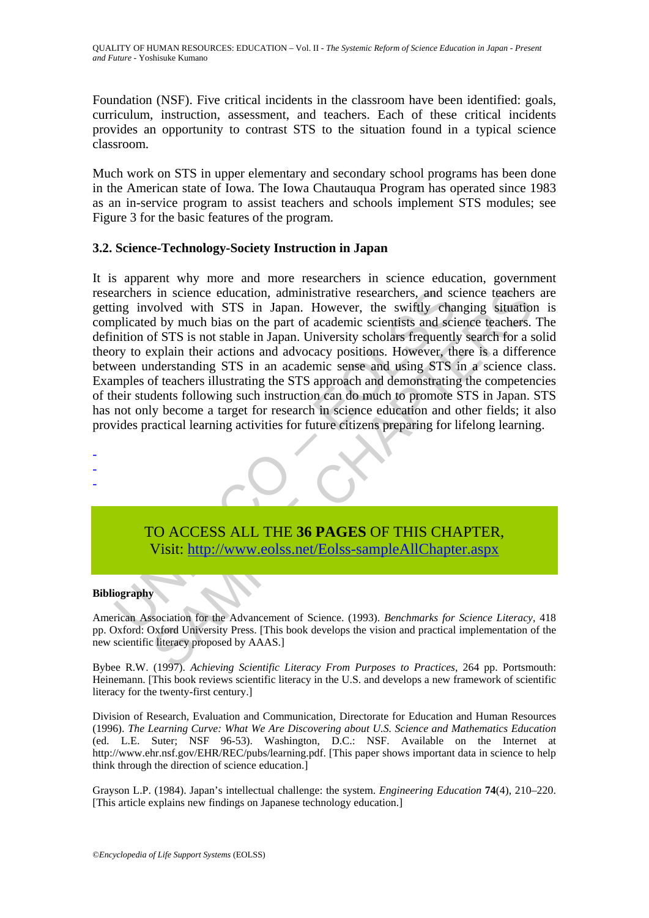Foundation (NSF). Five critical incidents in the classroom have been identified: goals, curriculum, instruction, assessment, and teachers. Each of these critical incidents provides an opportunity to contrast STS to the situation found in a typical science classroom.

Much work on STS in upper elementary and secondary school programs has been done in the American state of Iowa. The Iowa Chautauqua Program has operated since 1983 as an in-service program to assist teachers and schools implement STS modules; see Figure 3 for the basic features of the program.

### 3.2. Science-Technology-Society Instruction in Japan

It is apparent why more and more researchers in science education, government researchers in science education, administrative researchers, and science teachers are getting involved with STS in Japan. However, the swiftly changing situation is complicated by much bias on the part of academic scientists and science teachers. The definition of STS is not stable in Japan. University scholars frequently search for a solid theory to explain their actions and advocacy positions. However, there is a difference between understanding STS in an academic sense and using STS in a science class. Examples of teachers illustrating the STS approach and demonstrating the competencies of their students following such instruction can do much to promote STS in Japan. STS has not only become a target for research in science education and other fields; it also provides practical learning activities for future citizens preparing for lifelong learning.

-
-
-

TO ACCESS ALL THE **36 PAGES** OF THIS CHAPTER,
Visit: http://www.eolss.net/Eolss-sampleAllChapter.aspx

#### Bibliography

American Association for the Advancement of Science. (1993). *Benchmarks for Science Literacy*, 418 pp. Oxford: Oxford University Press. [This book develops the vision and practical implementation of the new scientific literacy proposed by AAAS.]

Bybee R.W. (1997). *Achieving Scientific Literacy From Purposes to Practices*, 264 pp. Portsmouth: Heinemann. [This book reviews scientific literacy in the U.S. and develops a new framework of scientific literacy for the twenty-first century.]

Division of Research, Evaluation and Communication, Directorate for Education and Human Resources (1996). *The Learning Curve: What We Are Discovering about U.S. Science and Mathematics Education* (ed. L.E. Suter; NSF 96-53). Washington, D.C.: NSF. Available on the Internet at http://www.ehr.nsf.gov/EHR/REC/pubs/learning.pdf. [This paper shows important data in science to help think through the direction of science education.]

Grayson L.P. (1984). Japan's intellectual challenge: the system. *Engineering Education* **74**(4), 210–220. [This article explains new findings on Japanese technology education.]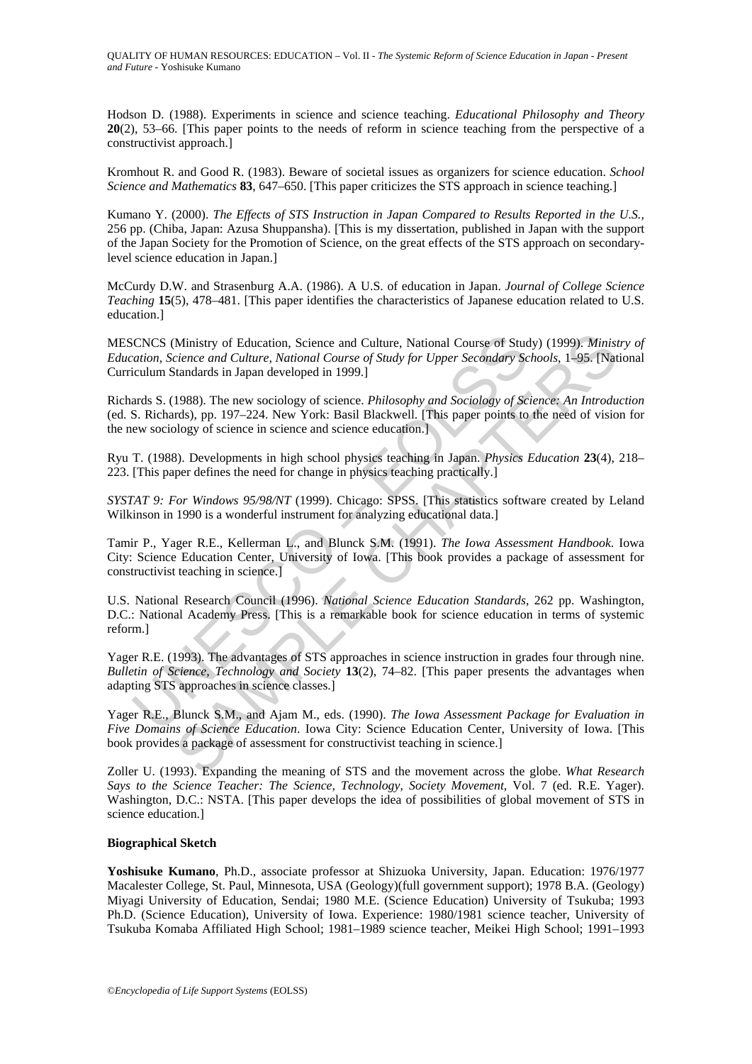Hodson D. (1988). Experiments in science and science teaching. *Educational Philosophy and Theory* **20**(2), 53–66. [This paper points to the needs of reform in science teaching from the perspective of a constructivist approach.]

Kromhout R. and Good R. (1983). Beware of societal issues as organizers for science education. *School Science and Mathematics* **83**, 647–650. [This paper criticizes the STS approach in science teaching.]

Kumano Y. (2000). *The Effects of STS Instruction in Japan Compared to Results Reported in the U.S.*, 256 pp. (Chiba, Japan: Azusa Shuppansha). [This is my dissertation, published in Japan with the support of the Japan Society for the Promotion of Science, on the great effects of the STS approach on secondary-level science education in Japan.]

McCurdy D.W. and Strasenburg A.A. (1986). A U.S. of education in Japan. *Journal of College Science Teaching* **15**(5), 478–481. [This paper identifies the characteristics of Japanese education related to U.S. education.]

MESCNCS (Ministry of Education, Science and Culture, National Course of Study) (1999). *Ministry of Education, Science and Culture, National Course of Study for Upper Secondary Schools*, 1–95. [National Curriculum Standards in Japan developed in 1999.]

Richards S. (1988). The new sociology of science. *Philosophy and Sociology of Science: An Introduction* (ed. S. Richards), pp. 197–224. New York: Basil Blackwell. [This paper points to the need of vision for the new sociology of science in science and science education.]

Ryu T. (1988). Developments in high school physics teaching in Japan. *Physics Education* **23**(4), 218–223. [This paper defines the need for change in physics teaching practically.]

*SYSTAT 9: For Windows 95/98/NT* (1999). Chicago: SPSS. [This statistics software created by Leland Wilkinson in 1990 is a wonderful instrument for analyzing educational data.]

Tamir P., Yager R.E., Kellerman L., and Blunck S.M. (1991). *The Iowa Assessment Handbook*. Iowa City: Science Education Center, University of Iowa. [This book provides a package of assessment for constructivist teaching in science.]

U.S. National Research Council (1996). *National Science Education Standards*, 262 pp. Washington, D.C.: National Academy Press. [This is a remarkable book for science education in terms of systemic reform.]

Yager R.E. (1993). The advantages of STS approaches in science instruction in grades four through nine. *Bulletin of Science, Technology and Society* **13**(2), 74–82. [This paper presents the advantages when adapting STS approaches in science classes.]

Yager R.E., Blunck S.M., and Ajam M., eds. (1990). *The Iowa Assessment Package for Evaluation in Five Domains of Science Education*. Iowa City: Science Education Center, University of Iowa. [This book provides a package of assessment for constructivist teaching in science.]

Zoller U. (1993). Expanding the meaning of STS and the movement across the globe. *What Research Says to the Science Teacher: The Science, Technology, Society Movement*, Vol. 7 (ed. R.E. Yager). Washington, D.C.: NSTA. [This paper develops the idea of possibilities of global movement of STS in science education.]

**Biographical Sketch**

**Yoshisuke Kumano**, Ph.D., associate professor at Shizuoka University, Japan. Education: 1976/1977 Macalester College, St. Paul, Minnesota, USA (Geology)(full government support); 1978 B.A. (Geology) Miyagi University of Education, Sendai; 1980 M.E. (Science Education) University of Tsukuba; 1993 Ph.D. (Science Education), University of Iowa. Experience: 1980/1981 science teacher, University of Tsukuba Komaba Affiliated High School; 1981–1989 science teacher, Meikei High School; 1991–1993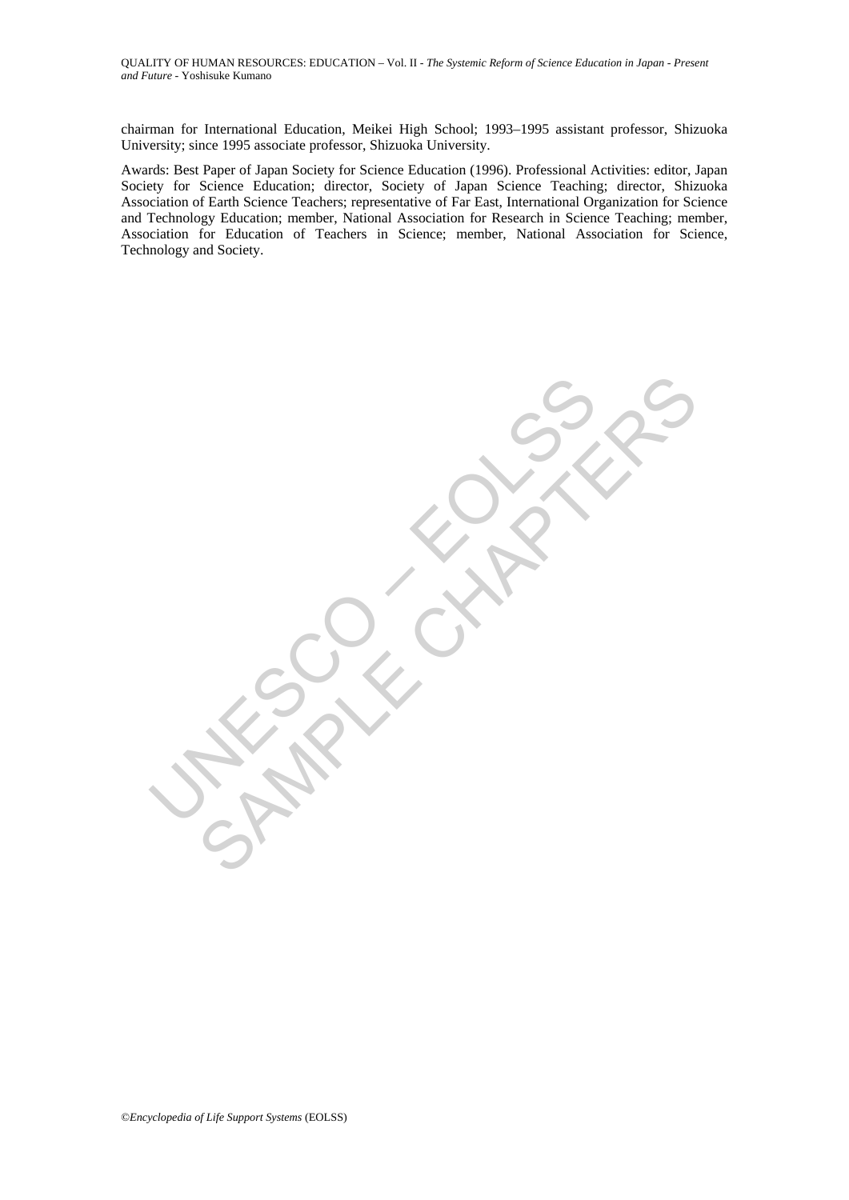chairman for International Education, Meikei High School; 1993–1995 assistant professor, Shizuoka University; since 1995 associate professor, Shizuoka University.

Awards: Best Paper of Japan Society for Science Education (1996). Professional Activities: editor, Japan Society for Science Education; director, Society of Japan Science Teaching; director, Shizuoka Association of Earth Science Teachers; representative of Far East, International Organization for Science and Technology Education; member, National Association for Research in Science Teaching; member, Association for Education of Teachers in Science; member, National Association for Science, Technology and Society.